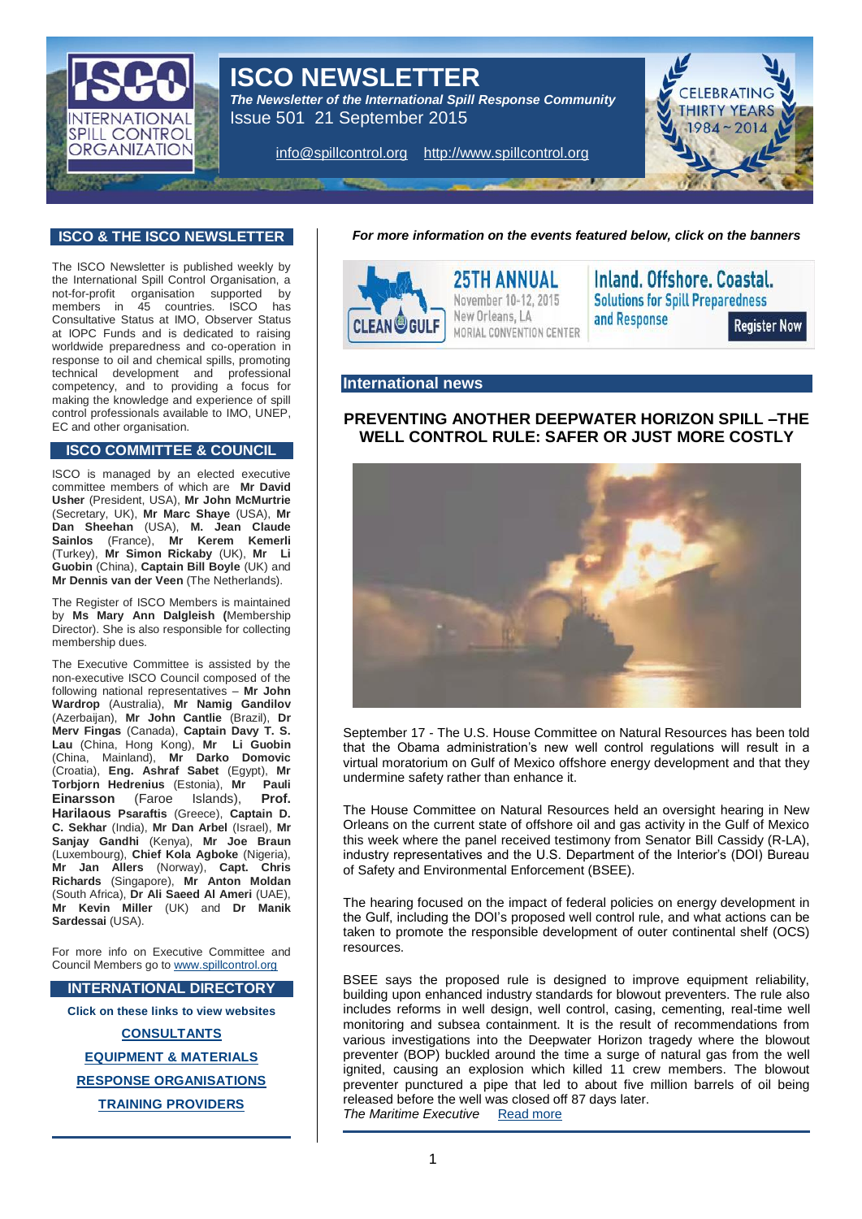# ISCO NEWSLETTER

***The Newsletter of the International Spill Response Community***

Issue 501 21 September 2015

info@spillcontrol.org http://www.spillcontrol.org

## ISCO & THE ISCO NEWSLETTER

The ISCO Newsletter is published weekly by the International Spill Control Organisation, a not-for-profit organisation supported by members in 45 countries. ISCO has Consultative Status at IMO, Observer Status at IOPC Funds and is dedicated to raising worldwide preparedness and co-operation in response to oil and chemical spills, promoting technical development and professional competency, and to providing a focus for making the knowledge and experience of spill control professionals available to IMO, UNEP, EC and other organisation.

## ISCO COMMITTEE & COUNCIL

ISCO is managed by an elected executive committee members of which are **Mr David Usher** (President, USA), **Mr John McMurtrie** (Secretary, UK), **Mr Marc Shaye** (USA), **Mr Dan Sheehan** (USA), **M. Jean Claude Sainlos** (France), **Mr Kerem Kemerli** (Turkey), **Mr Simon Rickaby** (UK), **Mr Li Guobin** (China), **Captain Bill Boyle** (UK) and **Mr Dennis van der Veen** (The Netherlands).

The Register of ISCO Members is maintained by **Ms Mary Ann Dalgleish** (Membership Director). She is also responsible for collecting membership dues.

The Executive Committee is assisted by the non-executive ISCO Council composed of the following national representatives – **Mr John Wardrop** (Australia), **Mr Namig Gandilov** (Azerbaijan), **Mr John Cantlie** (Brazil), **Dr Merv Fingas** (Canada), **Captain Davy T. S. Lau** (China, Hong Kong), **Mr Li Guobin** (China, Mainland), **Mr Darko Domovic** (Croatia), **Eng. Ashraf Sabet** (Egypt), **Mr Torbjorn Hedrenius** (Estonia), **Mr Pauli Einarsson** (Faroe Islands), **Prof. Harilaous Psaraftis** (Greece), **Captain D. C. Sekhar** (India), **Mr Dan Arbel** (Israel), **Mr Sanjay Gandhi** (Kenya), **Mr Joe Braun** (Luxembourg), **Chief Kola Agboke** (Nigeria), **Mr Jan Allers** (Norway), **Capt. Chris Richards** (Singapore), **Mr Anton Moldan** (South Africa), **Dr Ali Saeed Al Ameri** (UAE), **Mr Kevin Miller** (UK) and **Dr Manik Sardessai** (USA).

For more info on Executive Committee and Council Members go to www.spillcontrol.org

## INTERNATIONAL DIRECTORY

**Click on these links to view websites**

**CONSULTANTS**

**EQUIPMENT & MATERIALS**

**RESPONSE ORGANISATIONS**

**TRAINING PROVIDERS**

***For more information on the events featured below, click on the banners***

CLEAN GULF — 25TH ANNUAL — November 10-12, 2015 — New Orleans, LA — MORIAL CONVENTION CENTER — Inland. Offshore. Coastal. Solutions for Spill Preparedness and Response — Register Now

## International news

### PREVENTING ANOTHER DEEPWATER HORIZON SPILL –THE WELL CONTROL RULE: SAFER OR JUST MORE COSTLY

September 17 - The U.S. House Committee on Natural Resources has been told that the Obama administration's new well control regulations will result in a virtual moratorium on Gulf of Mexico offshore energy development and that they undermine safety rather than enhance it.

The House Committee on Natural Resources held an oversight hearing in New Orleans on the current state of offshore oil and gas activity in the Gulf of Mexico this week where the panel received testimony from Senator Bill Cassidy (R-LA), industry representatives and the U.S. Department of the Interior's (DOI) Bureau of Safety and Environmental Enforcement (BSEE).

The hearing focused on the impact of federal policies on energy development in the Gulf, including the DOI's proposed well control rule, and what actions can be taken to promote the responsible development of outer continental shelf (OCS) resources.

BSEE says the proposed rule is designed to improve equipment reliability, building upon enhanced industry standards for blowout preventers. The rule also includes reforms in well design, well control, casing, cementing, real-time well monitoring and subsea containment. It is the result of recommendations from various investigations into the Deepwater Horizon tragedy where the blowout preventer (BOP) buckled around the time a surge of natural gas from the well ignited, causing an explosion which killed 11 crew members. The blowout preventer punctured a pipe that led to about five million barrels of oil being released before the well was closed off 87 days later.

*The Maritime Executive* Read more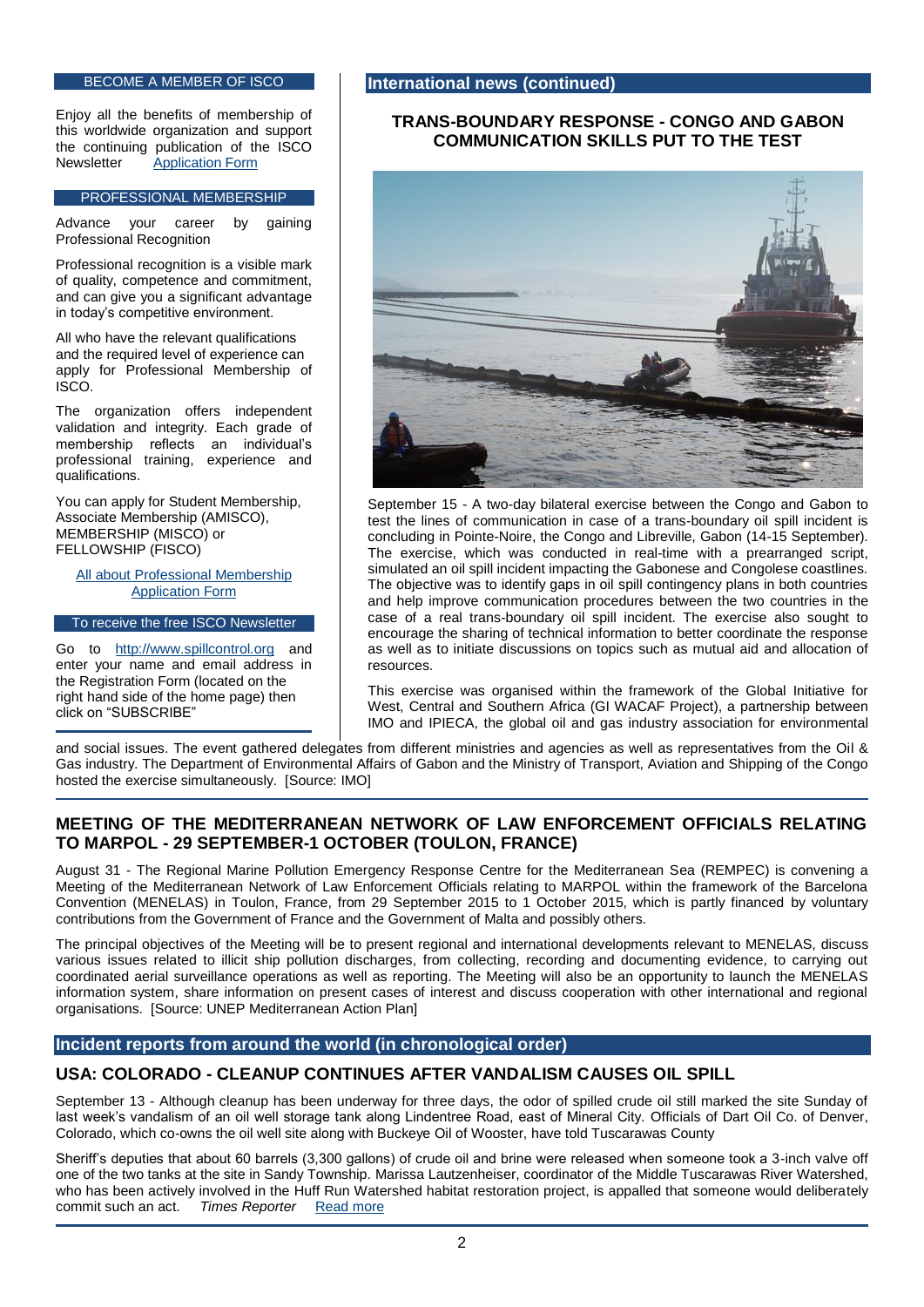## BECOME A MEMBER OF ISCO

Enjoy all the benefits of membership of this worldwide organization and support the continuing publication of the ISCO Newsletter Application Form

## PROFESSIONAL MEMBERSHIP

Advance your career by gaining Professional Recognition

Professional recognition is a visible mark of quality, competence and commitment, and can give you a significant advantage in today's competitive environment.

All who have the relevant qualifications and the required level of experience can apply for Professional Membership of ISCO.

The organization offers independent validation and integrity. Each grade of membership reflects an individual's professional training, experience and qualifications.

You can apply for Student Membership, Associate Membership (AMISCO), MEMBERSHIP (MISCO) or FELLOWSHIP (FISCO)

All about Professional Membership
Application Form

## To receive the free ISCO Newsletter

Go to http://www.spillcontrol.org and enter your name and email address in the Registration Form (located on the right hand side of the home page) then click on "SUBSCRIBE"

## International news (continued)

### TRANS-BOUNDARY RESPONSE - CONGO AND GABON COMMUNICATION SKILLS PUT TO THE TEST

September 15 - A two-day bilateral exercise between the Congo and Gabon to test the lines of communication in case of a trans-boundary oil spill incident is concluding in Pointe-Noire, the Congo and Libreville, Gabon (14-15 September). The exercise, which was conducted in real-time with a prearranged script, simulated an oil spill incident impacting the Gabonese and Congolese coastlines. The objective was to identify gaps in oil spill contingency plans in both countries and help improve communication procedures between the two countries in the case of a real trans-boundary oil spill incident. The exercise also sought to encourage the sharing of technical information to better coordinate the response as well as to initiate discussions on topics such as mutual aid and allocation of resources.

This exercise was organised within the framework of the Global Initiative for West, Central and Southern Africa (GI WACAF Project), a partnership between IMO and IPIECA, the global oil and gas industry association for environmental and social issues. The event gathered delegates from different ministries and agencies as well as representatives from the Oil & Gas industry. The Department of Environmental Affairs of Gabon and the Ministry of Transport, Aviation and Shipping of the Congo hosted the exercise simultaneously. [Source: IMO]

### MEETING OF THE MEDITERRANEAN NETWORK OF LAW ENFORCEMENT OFFICIALS RELATING TO MARPOL - 29 SEPTEMBER-1 OCTOBER (TOULON, FRANCE)

August 31 - The Regional Marine Pollution Emergency Response Centre for the Mediterranean Sea (REMPEC) is convening a Meeting of the Mediterranean Network of Law Enforcement Officials relating to MARPOL within the framework of the Barcelona Convention (MENELAS) in Toulon, France, from 29 September 2015 to 1 October 2015, which is partly financed by voluntary contributions from the Government of France and the Government of Malta and possibly others.

The principal objectives of the Meeting will be to present regional and international developments relevant to MENELAS, discuss various issues related to illicit ship pollution discharges, from collecting, recording and documenting evidence, to carrying out coordinated aerial surveillance operations as well as reporting. The Meeting will also be an opportunity to launch the MENELAS information system, share information on present cases of interest and discuss cooperation with other international and regional organisations. [Source: UNEP Mediterranean Action Plan]

## Incident reports from around the world (in chronological order)

### USA: COLORADO - CLEANUP CONTINUES AFTER VANDALISM CAUSES OIL SPILL

September 13 - Although cleanup has been underway for three days, the odor of spilled crude oil still marked the site Sunday of last week's vandalism of an oil well storage tank along Lindentree Road, east of Mineral City. Officials of Dart Oil Co. of Denver, Colorado, which co-owns the oil well site along with Buckeye Oil of Wooster, have told Tuscarawas County

Sheriff's deputies that about 60 barrels (3,300 gallons) of crude oil and brine were released when someone took a 3-inch valve off one of the two tanks at the site in Sandy Township. Marissa Lautzenheiser, coordinator of the Middle Tuscarawas River Watershed, who has been actively involved in the Huff Run Watershed habitat restoration project, is appalled that someone would deliberately commit such an act. *Times Reporter* Read more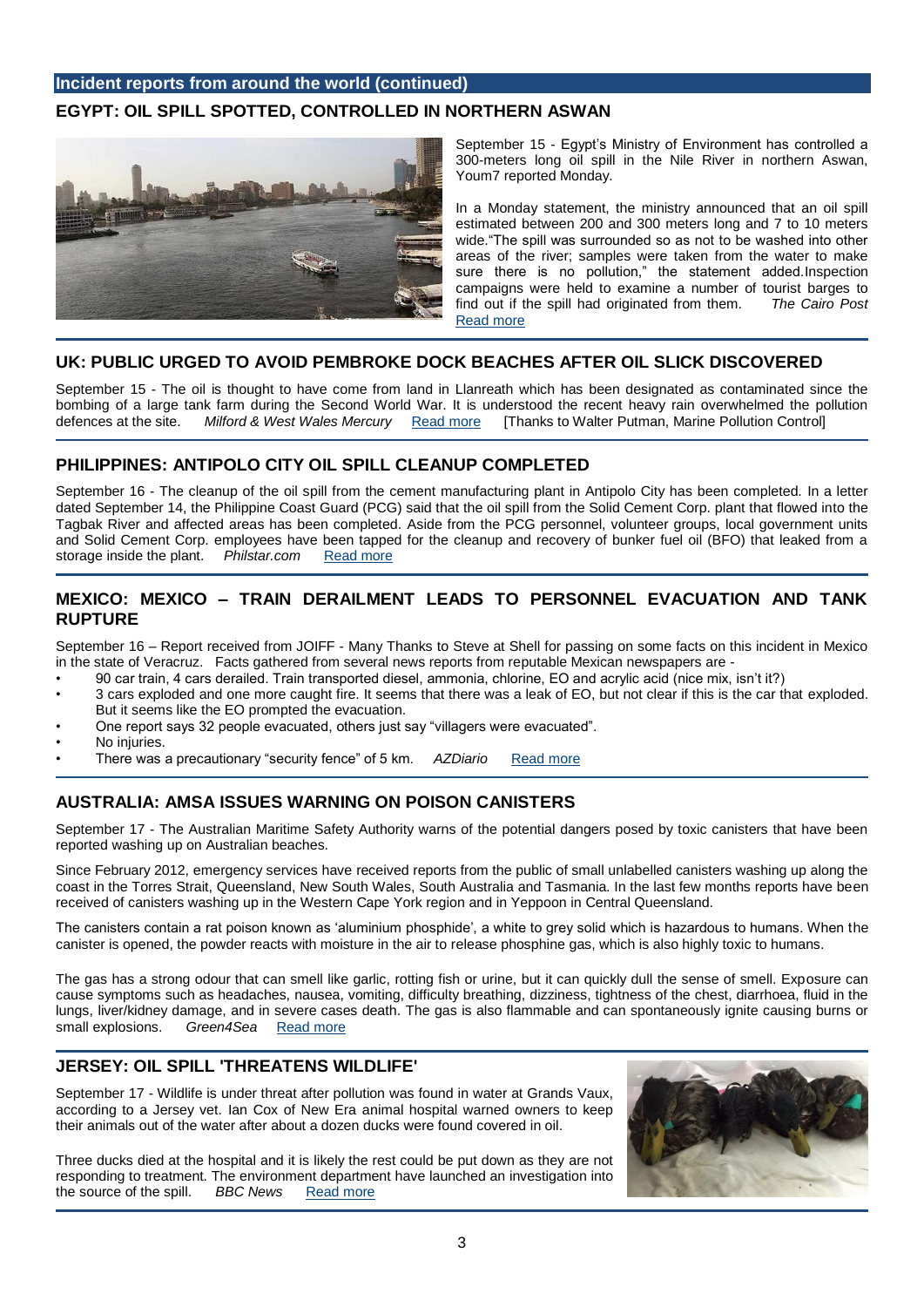## Incident reports from around the world (continued)

### EGYPT: OIL SPILL SPOTTED, CONTROLLED IN NORTHERN ASWAN

September 15 - Egypt's Ministry of Environment has controlled a 300-meters long oil spill in the Nile River in northern Aswan, Youm7 reported Monday.

In a Monday statement, the ministry announced that an oil spill estimated between 200 and 300 meters long and 7 to 10 meters wide."The spill was surrounded so as not to be washed into other areas of the river; samples were taken from the water to make sure there is no pollution," the statement added.Inspection campaigns were held to examine a number of tourist barges to find out if the spill had originated from them. *The Cairo Post* Read more

### UK: PUBLIC URGED TO AVOID PEMBROKE DOCK BEACHES AFTER OIL SLICK DISCOVERED

September 15 - The oil is thought to have come from land in Llanreath which has been designated as contaminated since the bombing of a large tank farm during the Second World War. It is understood the recent heavy rain overwhelmed the pollution defences at the site. *Milford & West Wales Mercury* Read more [Thanks to Walter Putman, Marine Pollution Control]

### PHILIPPINES: ANTIPOLO CITY OIL SPILL CLEANUP COMPLETED

September 16 - The cleanup of the oil spill from the cement manufacturing plant in Antipolo City has been completed. In a letter dated September 14, the Philippine Coast Guard (PCG) said that the oil spill from the Solid Cement Corp. plant that flowed into the Tagbak River and affected areas has been completed. Aside from the PCG personnel, volunteer groups, local government units and Solid Cement Corp. employees have been tapped for the cleanup and recovery of bunker fuel oil (BFO) that leaked from a storage inside the plant. *Philstar.com* Read more

### MEXICO: MEXICO – TRAIN DERAILMENT LEADS TO PERSONNEL EVACUATION AND TANK RUPTURE

September 16 – Report received from JOIFF - Many Thanks to Steve at Shell for passing on some facts on this incident in Mexico in the state of Veracruz. Facts gathered from several news reports from reputable Mexican newspapers are -

- 90 car train, 4 cars derailed. Train transported diesel, ammonia, chlorine, EO and acrylic acid (nice mix, isn't it?)
- 3 cars exploded and one more caught fire. It seems that there was a leak of EO, but not clear if this is the car that exploded. But it seems like the EO prompted the evacuation.
- One report says 32 people evacuated, others just say "villagers were evacuated".
- No injuries.
- There was a precautionary "security fence" of 5 km. *AZDiario* Read more

### AUSTRALIA: AMSA ISSUES WARNING ON POISON CANISTERS

September 17 - The Australian Maritime Safety Authority warns of the potential dangers posed by toxic canisters that have been reported washing up on Australian beaches.

Since February 2012, emergency services have received reports from the public of small unlabelled canisters washing up along the coast in the Torres Strait, Queensland, New South Wales, South Australia and Tasmania. In the last few months reports have been received of canisters washing up in the Western Cape York region and in Yeppoon in Central Queensland.

The canisters contain a rat poison known as 'aluminium phosphide', a white to grey solid which is hazardous to humans. When the canister is opened, the powder reacts with moisture in the air to release phosphine gas, which is also highly toxic to humans.

The gas has a strong odour that can smell like garlic, rotting fish or urine, but it can quickly dull the sense of smell. Exposure can cause symptoms such as headaches, nausea, vomiting, difficulty breathing, dizziness, tightness of the chest, diarrhoea, fluid in the lungs, liver/kidney damage, and in severe cases death. The gas is also flammable and can spontaneously ignite causing burns or small explosions. *Green4Sea* Read more

### JERSEY: OIL SPILL 'THREATENS WILDLIFE'

September 17 - Wildlife is under threat after pollution was found in water at Grands Vaux, according to a Jersey vet. Ian Cox of New Era animal hospital warned owners to keep their animals out of the water after about a dozen ducks were found covered in oil.

Three ducks died at the hospital and it is likely the rest could be put down as they are not responding to treatment. The environment department have launched an investigation into the source of the spill. *BBC News* Read more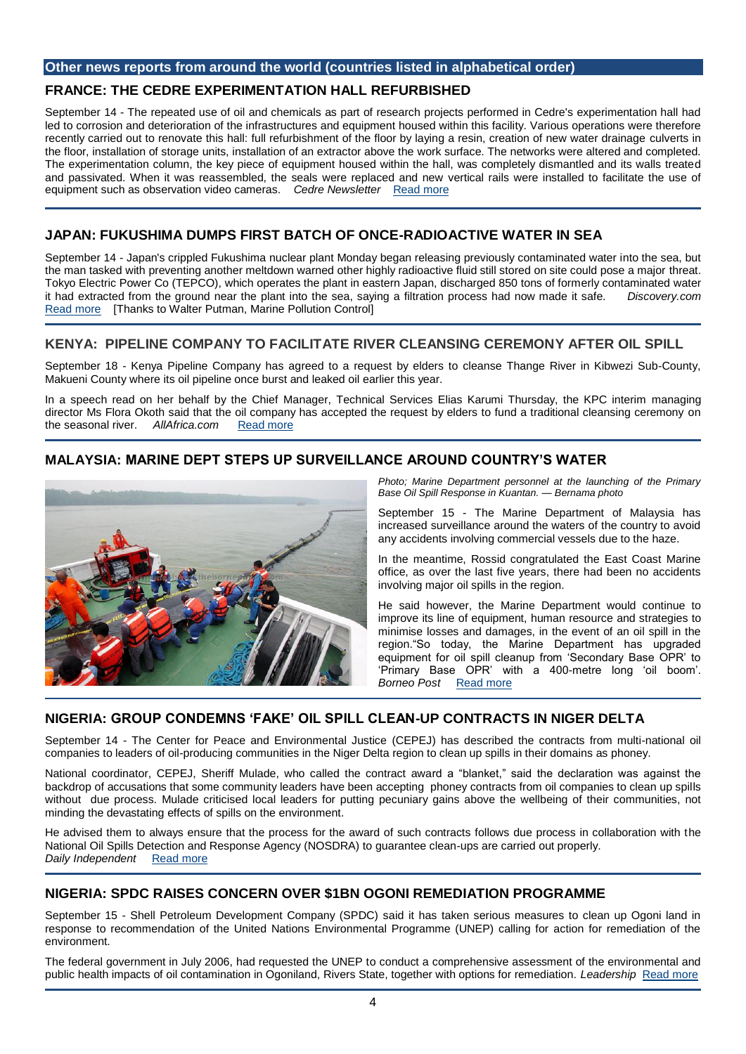## Other news reports from around the world (countries listed in alphabetical order)

### FRANCE: THE CEDRE EXPERIMENTATION HALL REFURBISHED

September 14 - The repeated use of oil and chemicals as part of research projects performed in Cedre's experimentation hall had led to corrosion and deterioration of the infrastructures and equipment housed within this facility. Various operations were therefore recently carried out to renovate this hall: full refurbishment of the floor by laying a resin, creation of new water drainage culverts in the floor, installation of storage units, installation of an extractor above the work surface. The networks were altered and completed. The experimentation column, the key piece of equipment housed within the hall, was completely dismantled and its walls treated and passivated. When it was reassembled, the seals were replaced and new vertical rails were installed to facilitate the use of equipment such as observation video cameras. *Cedre Newsletter* Read more

### JAPAN: FUKUSHIMA DUMPS FIRST BATCH OF ONCE-RADIOACTIVE WATER IN SEA

September 14 - Japan's crippled Fukushima nuclear plant Monday began releasing previously contaminated water into the sea, but the man tasked with preventing another meltdown warned other highly radioactive fluid still stored on site could pose a major threat. Tokyo Electric Power Co (TEPCO), which operates the plant in eastern Japan, discharged 850 tons of formerly contaminated water it had extracted from the ground near the plant into the sea, saying a filtration process had now made it safe. *Discovery.com* Read more [Thanks to Walter Putman, Marine Pollution Control]

### KENYA: PIPELINE COMPANY TO FACILITATE RIVER CLEANSING CEREMONY AFTER OIL SPILL

September 18 - Kenya Pipeline Company has agreed to a request by elders to cleanse Thange River in Kibwezi Sub-County, Makueni County where its oil pipeline once burst and leaked oil earlier this year.

In a speech read on her behalf by the Chief Manager, Technical Services Elias Karumi Thursday, the KPC interim managing director Ms Flora Okoth said that the oil company has accepted the request by elders to fund a traditional cleansing ceremony on the seasonal river. *AllAfrica.com* Read more

### MALAYSIA: MARINE DEPT STEPS UP SURVEILLANCE AROUND COUNTRY'S WATER

*Photo; Marine Department personnel at the launching of the Primary Base Oil Spill Response in Kuantan. — Bernama photo*

September 15 - The Marine Department of Malaysia has increased surveillance around the waters of the country to avoid any accidents involving commercial vessels due to the haze.

In the meantime, Rossid congratulated the East Coast Marine office, as over the last five years, there had been no accidents involving major oil spills in the region.

He said however, the Marine Department would continue to improve its line of equipment, human resource and strategies to minimise losses and damages, in the event of an oil spill in the region."So today, the Marine Department has upgraded equipment for oil spill cleanup from 'Secondary Base OPR' to 'Primary Base OPR' with a 400-metre long 'oil boom'. *Borneo Post* Read more

### NIGERIA: GROUP CONDEMNS 'FAKE' OIL SPILL CLEAN-UP CONTRACTS IN NIGER DELTA

September 14 - The Center for Peace and Environmental Justice (CEPEJ) has described the contracts from multi-national oil companies to leaders of oil-producing communities in the Niger Delta region to clean up spills in their domains as phoney.

National coordinator, CEPEJ, Sheriff Mulade, who called the contract award a "blanket," said the declaration was against the backdrop of accusations that some community leaders have been accepting phoney contracts from oil companies to clean up spills without due process. Mulade criticised local leaders for putting pecuniary gains above the wellbeing of their communities, not minding the devastating effects of spills on the environment.

He advised them to always ensure that the process for the award of such contracts follows due process in collaboration with the National Oil Spills Detection and Response Agency (NOSDRA) to guarantee clean-ups are carried out properly.
*Daily Independent* Read more

### NIGERIA: SPDC RAISES CONCERN OVER $1BN OGONI REMEDIATION PROGRAMME

September 15 - Shell Petroleum Development Company (SPDC) said it has taken serious measures to clean up Ogoni land in response to recommendation of the United Nations Environmental Programme (UNEP) calling for action for remediation of the environment.

The federal government in July 2006, had requested the UNEP to conduct a comprehensive assessment of the environmental and public health impacts of oil contamination in Ogoniland, Rivers State, together with options for remediation. *Leadership* Read more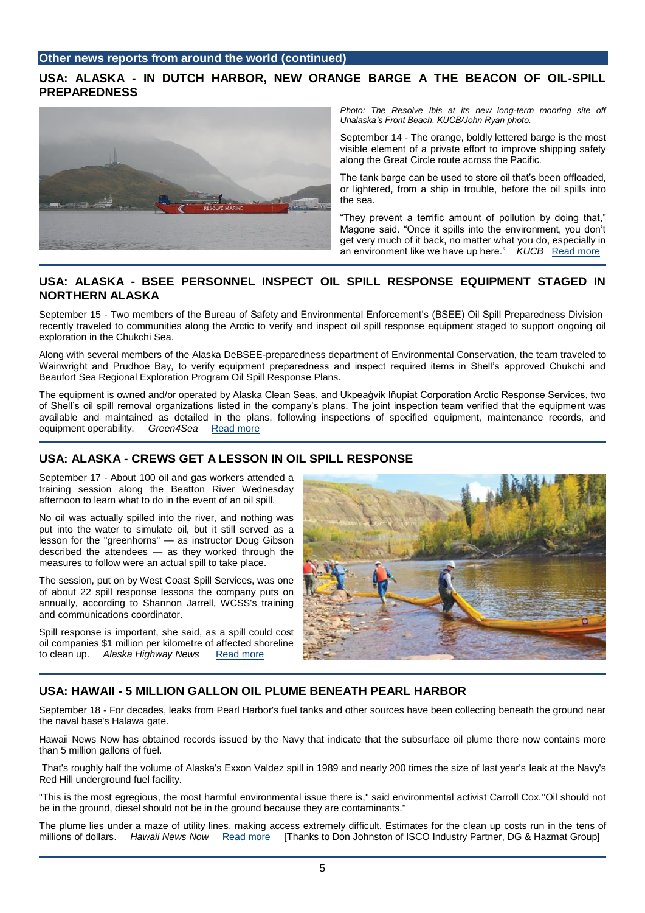## Other news reports from around the world (continued)

### USA: ALASKA - IN DUTCH HARBOR, NEW ORANGE BARGE A THE BEACON OF OIL-SPILL PREPAREDNESS

*Photo: The Resolve Ibis at its new long-term mooring site off Unalaska's Front Beach. KUCB/John Ryan photo.*

September 14 - The orange, boldly lettered barge is the most visible element of a private effort to improve shipping safety along the Great Circle route across the Pacific.

The tank barge can be used to store oil that's been offloaded, or lightered, from a ship in trouble, before the oil spills into the sea.

"They prevent a terrific amount of pollution by doing that," Magone said. "Once it spills into the environment, you don't get very much of it back, no matter what you do, especially in an environment like we have up here." *KUCB* Read more

### USA: ALASKA - BSEE PERSONNEL INSPECT OIL SPILL RESPONSE EQUIPMENT STAGED IN NORTHERN ALASKA

September 15 - Two members of the Bureau of Safety and Environmental Enforcement's (BSEE) Oil Spill Preparedness Division recently traveled to communities along the Arctic to verify and inspect oil spill response equipment staged to support ongoing oil exploration in the Chukchi Sea.

Along with several members of the Alaska DeBSEE-preparedness department of Environmental Conservation, the team traveled to Wainwright and Prudhoe Bay, to verify equipment preparedness and inspect required items in Shell's approved Chukchi and Beaufort Sea Regional Exploration Program Oil Spill Response Plans.

The equipment is owned and/or operated by Alaska Clean Seas, and Ukpeaġvik Iñupiat Corporation Arctic Response Services, two of Shell's oil spill removal organizations listed in the company's plans. The joint inspection team verified that the equipment was available and maintained as detailed in the plans, following inspections of specified equipment, maintenance records, and equipment operability. *Green4Sea* Read more

### USA: ALASKA - CREWS GET A LESSON IN OIL SPILL RESPONSE

September 17 - About 100 oil and gas workers attended a training session along the Beatton River Wednesday afternoon to learn what to do in the event of an oil spill.

No oil was actually spilled into the river, and nothing was put into the water to simulate oil, but it still served as a lesson for the "greenhorns" — as instructor Doug Gibson described the attendees — as they worked through the measures to follow were an actual spill to take place.

The session, put on by West Coast Spill Services, was one of about 22 spill response lessons the company puts on annually, according to Shannon Jarrell, WCSS's training and communications coordinator.

Spill response is important, she said, as a spill could cost oil companies $1 million per kilometre of affected shoreline to clean up. *Alaska Highway News* Read more

### USA: HAWAII - 5 MILLION GALLON OIL PLUME BENEATH PEARL HARBOR

September 18 - For decades, leaks from Pearl Harbor's fuel tanks and other sources have been collecting beneath the ground near the naval base's Halawa gate.

Hawaii News Now has obtained records issued by the Navy that indicate that the subsurface oil plume there now contains more than 5 million gallons of fuel.

That's roughly half the volume of Alaska's Exxon Valdez spill in 1989 and nearly 200 times the size of last year's leak at the Navy's Red Hill underground fuel facility.

"This is the most egregious, the most harmful environmental issue there is," said environmental activist Carroll Cox. "Oil should not be in the ground, diesel should not be in the ground because they are contaminants."

The plume lies under a maze of utility lines, making access extremely difficult. Estimates for the clean up costs run in the tens of millions of dollars. *Hawaii News Now* Read more [Thanks to Don Johnston of ISCO Industry Partner, DG & Hazmat Group]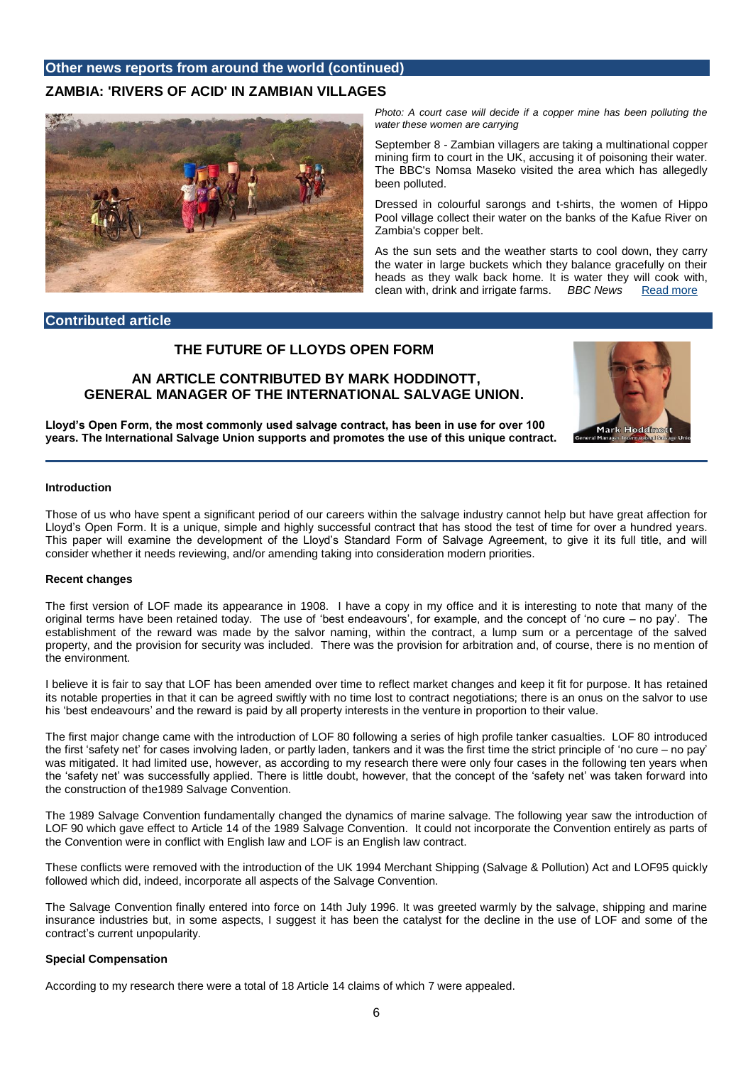## Other news reports from around the world (continued)

### ZAMBIA: 'RIVERS OF ACID' IN ZAMBIAN VILLAGES

*Photo: A court case will decide if a copper mine has been polluting the water these women are carrying*

September 8 - Zambian villagers are taking a multinational copper mining firm to court in the UK, accusing it of poisoning their water. The BBC's Nomsa Maseko visited the area which has allegedly been polluted.

Dressed in colourful sarongs and t-shirts, the women of Hippo Pool village collect their water on the banks of the Kafue River on Zambia's copper belt.

As the sun sets and the weather starts to cool down, they carry the water in large buckets which they balance gracefully on their heads as they walk back home. It is water they will cook with, clean with, drink and irrigate farms. *BBC News* Read more

## Contributed article

### THE FUTURE OF LLOYDS OPEN FORM

### AN ARTICLE CONTRIBUTED BY MARK HODDINOTT, GENERAL MANAGER OF THE INTERNATIONAL SALVAGE UNION.

**Lloyd's Open Form, the most commonly used salvage contract, has been in use for over 100 years. The International Salvage Union supports and promotes the use of this unique contract.**

#### Introduction

Those of us who have spent a significant period of our careers within the salvage industry cannot help but have great affection for Lloyd's Open Form. It is a unique, simple and highly successful contract that has stood the test of time for over a hundred years. This paper will examine the development of the Lloyd's Standard Form of Salvage Agreement, to give it its full title, and will consider whether it needs reviewing, and/or amending taking into consideration modern priorities.

#### Recent changes

The first version of LOF made its appearance in 1908. I have a copy in my office and it is interesting to note that many of the original terms have been retained today. The use of 'best endeavours', for example, and the concept of 'no cure – no pay'. The establishment of the reward was made by the salvor naming, within the contract, a lump sum or a percentage of the salved property, and the provision for security was included. There was the provision for arbitration and, of course, there is no mention of the environment.

I believe it is fair to say that LOF has been amended over time to reflect market changes and keep it fit for purpose. It has retained its notable properties in that it can be agreed swiftly with no time lost to contract negotiations; there is an onus on the salvor to use his 'best endeavours' and the reward is paid by all property interests in the venture in proportion to their value.

The first major change came with the introduction of LOF 80 following a series of high profile tanker casualties. LOF 80 introduced the first 'safety net' for cases involving laden, or partly laden, tankers and it was the first time the strict principle of 'no cure – no pay' was mitigated. It had limited use, however, as according to my research there were only four cases in the following ten years when the 'safety net' was successfully applied. There is little doubt, however, that the concept of the 'safety net' was taken forward into the construction of the1989 Salvage Convention.

The 1989 Salvage Convention fundamentally changed the dynamics of marine salvage. The following year saw the introduction of LOF 90 which gave effect to Article 14 of the 1989 Salvage Convention. It could not incorporate the Convention entirely as parts of the Convention were in conflict with English law and LOF is an English law contract.

These conflicts were removed with the introduction of the UK 1994 Merchant Shipping (Salvage & Pollution) Act and LOF95 quickly followed which did, indeed, incorporate all aspects of the Salvage Convention.

The Salvage Convention finally entered into force on 14th July 1996. It was greeted warmly by the salvage, shipping and marine insurance industries but, in some aspects, I suggest it has been the catalyst for the decline in the use of LOF and some of the contract's current unpopularity.

#### Special Compensation

According to my research there were a total of 18 Article 14 claims of which 7 were appealed.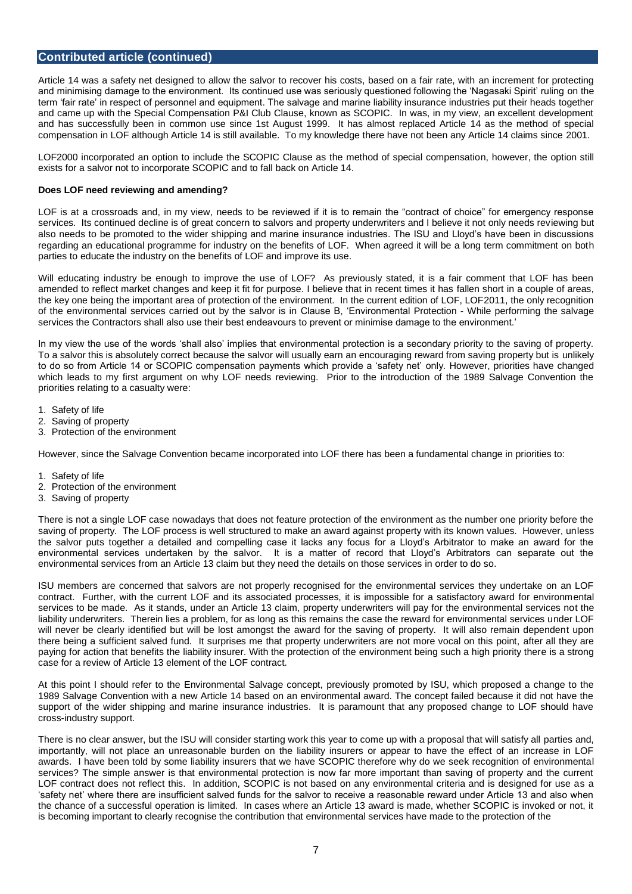## Contributed article (continued)

Article 14 was a safety net designed to allow the salvor to recover his costs, based on a fair rate, with an increment for protecting and minimising damage to the environment. Its continued use was seriously questioned following the 'Nagasaki Spirit' ruling on the term 'fair rate' in respect of personnel and equipment. The salvage and marine liability insurance industries put their heads together and came up with the Special Compensation P&I Club Clause, known as SCOPIC. In was, in my view, an excellent development and has successfully been in common use since 1st August 1999. It has almost replaced Article 14 as the method of special compensation in LOF although Article 14 is still available. To my knowledge there have not been any Article 14 claims since 2001.

LOF2000 incorporated an option to include the SCOPIC Clause as the method of special compensation, however, the option still exists for a salvor not to incorporate SCOPIC and to fall back on Article 14.

**Does LOF need reviewing and amending?**

LOF is at a crossroads and, in my view, needs to be reviewed if it is to remain the "contract of choice" for emergency response services. Its continued decline is of great concern to salvors and property underwriters and I believe it not only needs reviewing but also needs to be promoted to the wider shipping and marine insurance industries. The ISU and Lloyd's have been in discussions regarding an educational programme for industry on the benefits of LOF. When agreed it will be a long term commitment on both parties to educate the industry on the benefits of LOF and improve its use.

Will educating industry be enough to improve the use of LOF? As previously stated, it is a fair comment that LOF has been amended to reflect market changes and keep it fit for purpose. I believe that in recent times it has fallen short in a couple of areas, the key one being the important area of protection of the environment. In the current edition of LOF, LOF2011, the only recognition of the environmental services carried out by the salvor is in Clause B, 'Environmental Protection - While performing the salvage services the Contractors shall also use their best endeavours to prevent or minimise damage to the environment.'

In my view the use of the words 'shall also' implies that environmental protection is a secondary priority to the saving of property. To a salvor this is absolutely correct because the salvor will usually earn an encouraging reward from saving property but is unlikely to do so from Article 14 or SCOPIC compensation payments which provide a 'safety net' only. However, priorities have changed which leads to my first argument on why LOF needs reviewing. Prior to the introduction of the 1989 Salvage Convention the priorities relating to a casualty were:

1. Safety of life
2. Saving of property
3. Protection of the environment

However, since the Salvage Convention became incorporated into LOF there has been a fundamental change in priorities to:

1. Safety of life
2. Protection of the environment
3. Saving of property

There is not a single LOF case nowadays that does not feature protection of the environment as the number one priority before the saving of property. The LOF process is well structured to make an award against property with its known values. However, unless the salvor puts together a detailed and compelling case it lacks any focus for a Lloyd's Arbitrator to make an award for the environmental services undertaken by the salvor. It is a matter of record that Lloyd's Arbitrators can separate out the environmental services from an Article 13 claim but they need the details on those services in order to do so.

ISU members are concerned that salvors are not properly recognised for the environmental services they undertake on an LOF contract. Further, with the current LOF and its associated processes, it is impossible for a satisfactory award for environmental services to be made. As it stands, under an Article 13 claim, property underwriters will pay for the environmental services not the liability underwriters. Therein lies a problem, for as long as this remains the case the reward for environmental services under LOF will never be clearly identified but will be lost amongst the award for the saving of property. It will also remain dependent upon there being a sufficient salved fund. It surprises me that property underwriters are not more vocal on this point, after all they are paying for action that benefits the liability insurer. With the protection of the environment being such a high priority there is a strong case for a review of Article 13 element of the LOF contract.

At this point I should refer to the Environmental Salvage concept, previously promoted by ISU, which proposed a change to the 1989 Salvage Convention with a new Article 14 based on an environmental award. The concept failed because it did not have the support of the wider shipping and marine insurance industries. It is paramount that any proposed change to LOF should have cross-industry support.

There is no clear answer, but the ISU will consider starting work this year to come up with a proposal that will satisfy all parties and, importantly, will not place an unreasonable burden on the liability insurers or appear to have the effect of an increase in LOF awards. I have been told by some liability insurers that we have SCOPIC therefore why do we seek recognition of environmental services? The simple answer is that environmental protection is now far more important than saving of property and the current LOF contract does not reflect this. In addition, SCOPIC is not based on any environmental criteria and is designed for use as a 'safety net' where there are insufficient salved funds for the salvor to receive a reasonable reward under Article 13 and also when the chance of a successful operation is limited. In cases where an Article 13 award is made, whether SCOPIC is invoked or not, it is becoming important to clearly recognise the contribution that environmental services have made to the protection of the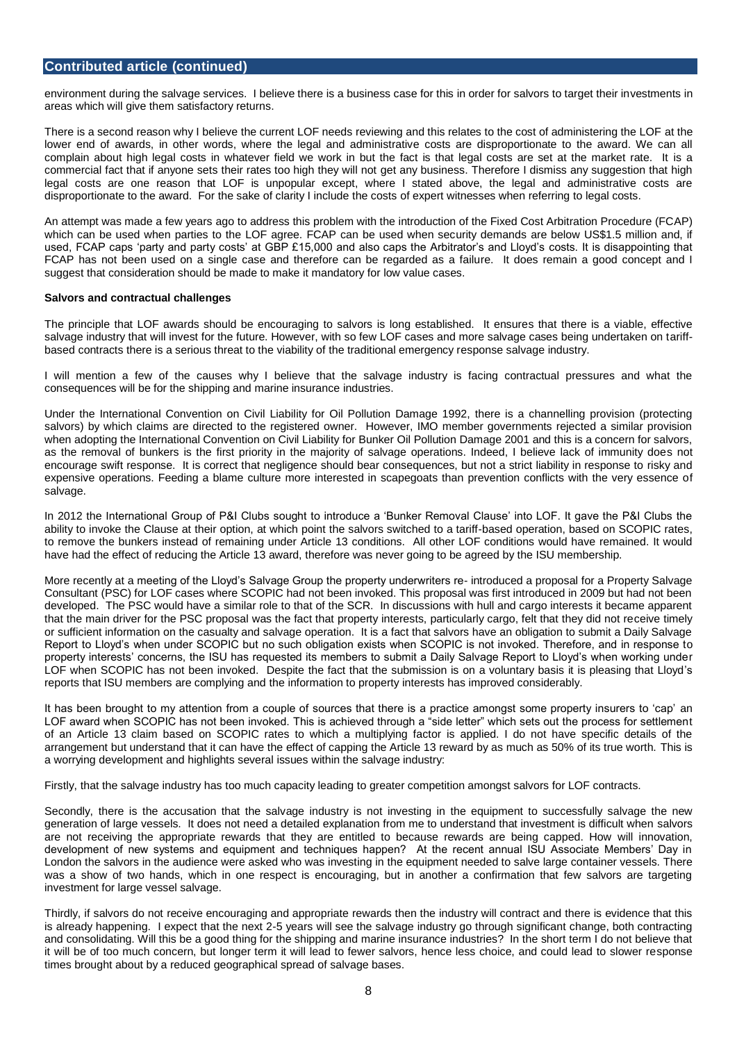## Contributed article (continued)

environment during the salvage services. I believe there is a business case for this in order for salvors to target their investments in areas which will give them satisfactory returns.

There is a second reason why I believe the current LOF needs reviewing and this relates to the cost of administering the LOF at the lower end of awards, in other words, where the legal and administrative costs are disproportionate to the award. We can all complain about high legal costs in whatever field we work in but the fact is that legal costs are set at the market rate. It is a commercial fact that if anyone sets their rates too high they will not get any business. Therefore I dismiss any suggestion that high legal costs are one reason that LOF is unpopular except, where I stated above, the legal and administrative costs are disproportionate to the award. For the sake of clarity I include the costs of expert witnesses when referring to legal costs.

An attempt was made a few years ago to address this problem with the introduction of the Fixed Cost Arbitration Procedure (FCAP) which can be used when parties to the LOF agree. FCAP can be used when security demands are below US$1.5 million and, if used, FCAP caps 'party and party costs' at GBP £15,000 and also caps the Arbitrator's and Lloyd's costs. It is disappointing that FCAP has not been used on a single case and therefore can be regarded as a failure. It does remain a good concept and I suggest that consideration should be made to make it mandatory for low value cases.

**Salvors and contractual challenges**

The principle that LOF awards should be encouraging to salvors is long established. It ensures that there is a viable, effective salvage industry that will invest for the future. However, with so few LOF cases and more salvage cases being undertaken on tariff-based contracts there is a serious threat to the viability of the traditional emergency response salvage industry.

I will mention a few of the causes why I believe that the salvage industry is facing contractual pressures and what the consequences will be for the shipping and marine insurance industries.

Under the International Convention on Civil Liability for Oil Pollution Damage 1992, there is a channelling provision (protecting salvors) by which claims are directed to the registered owner. However, IMO member governments rejected a similar provision when adopting the International Convention on Civil Liability for Bunker Oil Pollution Damage 2001 and this is a concern for salvors, as the removal of bunkers is the first priority in the majority of salvage operations. Indeed, I believe lack of immunity does not encourage swift response. It is correct that negligence should bear consequences, but not a strict liability in response to risky and expensive operations. Feeding a blame culture more interested in scapegoats than prevention conflicts with the very essence of salvage.

In 2012 the International Group of P&I Clubs sought to introduce a 'Bunker Removal Clause' into LOF. It gave the P&I Clubs the ability to invoke the Clause at their option, at which point the salvors switched to a tariff-based operation, based on SCOPIC rates, to remove the bunkers instead of remaining under Article 13 conditions. All other LOF conditions would have remained. It would have had the effect of reducing the Article 13 award, therefore was never going to be agreed by the ISU membership.

More recently at a meeting of the Lloyd's Salvage Group the property underwriters re- introduced a proposal for a Property Salvage Consultant (PSC) for LOF cases where SCOPIC had not been invoked. This proposal was first introduced in 2009 but had not been developed. The PSC would have a similar role to that of the SCR. In discussions with hull and cargo interests it became apparent that the main driver for the PSC proposal was the fact that property interests, particularly cargo, felt that they did not receive timely or sufficient information on the casualty and salvage operation. It is a fact that salvors have an obligation to submit a Daily Salvage Report to Lloyd's when under SCOPIC but no such obligation exists when SCOPIC is not invoked. Therefore, and in response to property interests' concerns, the ISU has requested its members to submit a Daily Salvage Report to Lloyd's when working under LOF when SCOPIC has not been invoked. Despite the fact that the submission is on a voluntary basis it is pleasing that Lloyd's reports that ISU members are complying and the information to property interests has improved considerably.

It has been brought to my attention from a couple of sources that there is a practice amongst some property insurers to 'cap' an LOF award when SCOPIC has not been invoked. This is achieved through a "side letter" which sets out the process for settlement of an Article 13 claim based on SCOPIC rates to which a multiplying factor is applied. I do not have specific details of the arrangement but understand that it can have the effect of capping the Article 13 reward by as much as 50% of its true worth. This is a worrying development and highlights several issues within the salvage industry:

Firstly, that the salvage industry has too much capacity leading to greater competition amongst salvors for LOF contracts.

Secondly, there is the accusation that the salvage industry is not investing in the equipment to successfully salvage the new generation of large vessels. It does not need a detailed explanation from me to understand that investment is difficult when salvors are not receiving the appropriate rewards that they are entitled to because rewards are being capped. How will innovation, development of new systems and equipment and techniques happen? At the recent annual ISU Associate Members' Day in London the salvors in the audience were asked who was investing in the equipment needed to salve large container vessels. There was a show of two hands, which in one respect is encouraging, but in another a confirmation that few salvors are targeting investment for large vessel salvage.

Thirdly, if salvors do not receive encouraging and appropriate rewards then the industry will contract and there is evidence that this is already happening. I expect that the next 2-5 years will see the salvage industry go through significant change, both contracting and consolidating. Will this be a good thing for the shipping and marine insurance industries? In the short term I do not believe that it will be of too much concern, but longer term it will lead to fewer salvors, hence less choice, and could lead to slower response times brought about by a reduced geographical spread of salvage bases.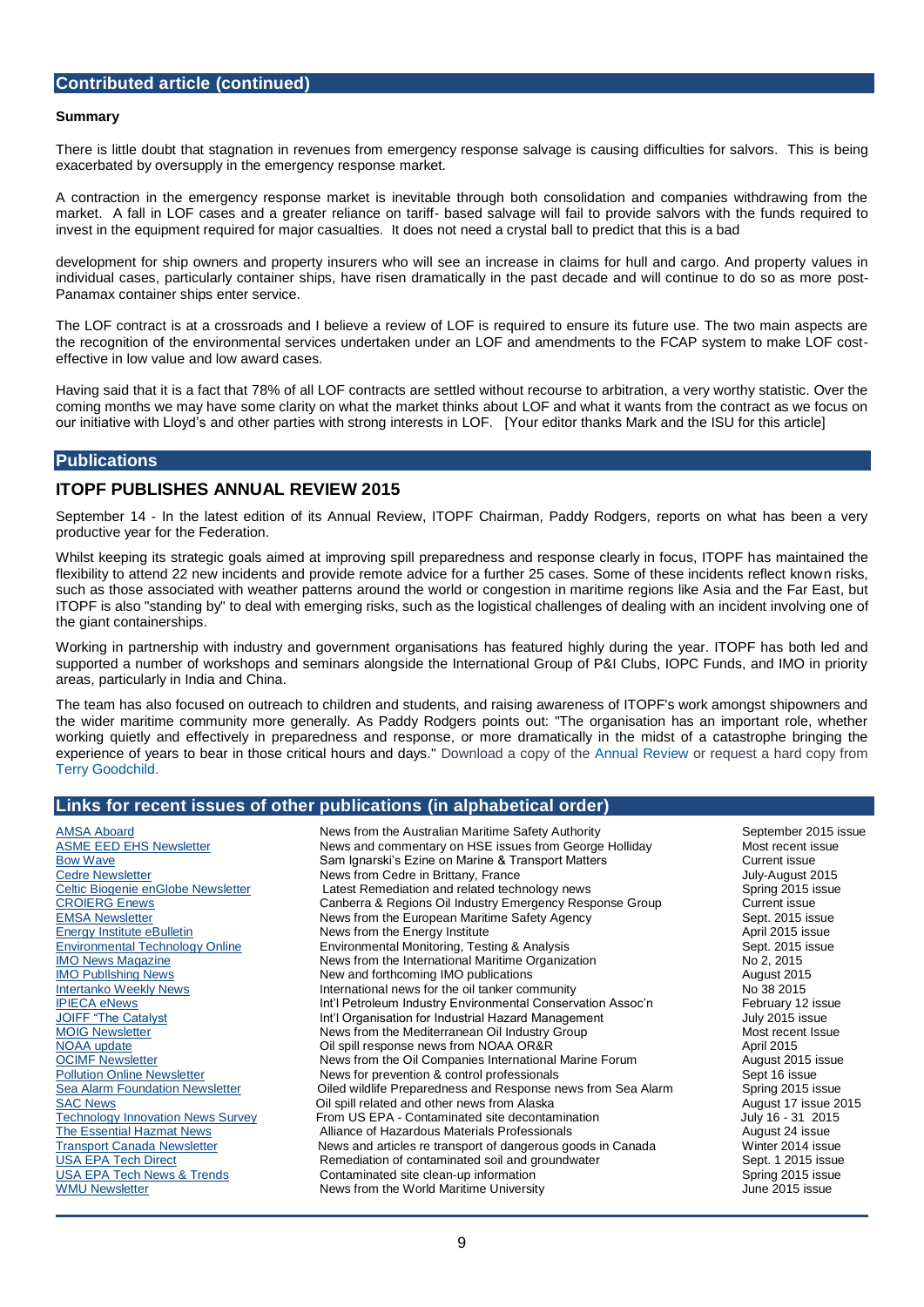## Contributed article (continued)

**Summary**

There is little doubt that stagnation in revenues from emergency response salvage is causing difficulties for salvors. This is being exacerbated by oversupply in the emergency response market.

A contraction in the emergency response market is inevitable through both consolidation and companies withdrawing from the market. A fall in LOF cases and a greater reliance on tariff- based salvage will fail to provide salvors with the funds required to invest in the equipment required for major casualties. It does not need a crystal ball to predict that this is a bad

development for ship owners and property insurers who will see an increase in claims for hull and cargo. And property values in individual cases, particularly container ships, have risen dramatically in the past decade and will continue to do so as more post-Panamax container ships enter service.

The LOF contract is at a crossroads and I believe a review of LOF is required to ensure its future use. The two main aspects are the recognition of the environmental services undertaken under an LOF and amendments to the FCAP system to make LOF cost-effective in low value and low award cases.

Having said that it is a fact that 78% of all LOF contracts are settled without recourse to arbitration, a very worthy statistic. Over the coming months we may have some clarity on what the market thinks about LOF and what it wants from the contract as we focus on our initiative with Lloyd's and other parties with strong interests in LOF. [Your editor thanks Mark and the ISU for this article]

## Publications

### ITOPF PUBLISHES ANNUAL REVIEW 2015

September 14 - In the latest edition of its Annual Review, ITOPF Chairman, Paddy Rodgers, reports on what has been a very productive year for the Federation.

Whilst keeping its strategic goals aimed at improving spill preparedness and response clearly in focus, ITOPF has maintained the flexibility to attend 22 new incidents and provide remote advice for a further 25 cases. Some of these incidents reflect known risks, such as those associated with weather patterns around the world or congestion in maritime regions like Asia and the Far East, but ITOPF is also "standing by" to deal with emerging risks, such as the logistical challenges of dealing with an incident involving one of the giant containerships.

Working in partnership with industry and government organisations has featured highly during the year. ITOPF has both led and supported a number of workshops and seminars alongside the International Group of P&I Clubs, IOPC Funds, and IMO in priority areas, particularly in India and China.

The team has also focused on outreach to children and students, and raising awareness of ITOPF's work amongst shipowners and the wider maritime community more generally. As Paddy Rodgers points out: "The organisation has an important role, whether working quietly and effectively in preparedness and response, or more dramatically in the midst of a catastrophe bringing the experience of years to bear in those critical hours and days." Download a copy of the Annual Review or request a hard copy from Terry Goodchild.

## Links for recent issues of other publications (in alphabetical order)

| Publication | Description | Issue |
|---|---|---|
| AMSA Aboard | News from the Australian Maritime Safety Authority | September 2015 issue |
| ASME EED EHS Newsletter | News and commentary on HSE issues from George Holliday | Most recent issue |
| Bow Wave | Sam Ignarski's Ezine on Marine & Transport Matters | Current issue |
| Cedre Newsletter | News from Cedre in Brittany, France | July-August 2015 |
| Celtic Biogenie enGlobe Newsletter | Latest Remediation and related technology news | Spring 2015 issue |
| CROIERG Enews | Canberra & Regions Oil Industry Emergency Response Group | Current issue |
| EMSA Newsletter | News from the European Maritime Safety Agency | Sept. 2015 issue |
| Energy Institute eBulletin | News from the Energy Institute | April 2015 issue |
| Environmental Technology Online | Environmental Monitoring, Testing & Analysis | Sept. 2015 issue |
| IMO News Magazine | News from the International Maritime Organization | No 2, 2015 |
| IMO Publishing News | New and forthcoming IMO publications | August 2015 |
| Intertanko Weekly News | International news for the oil tanker community | No 38 2015 |
| IPIECA eNews | Int'l Petroleum Industry Environmental Conservation Assoc'n | February 12 issue |
| JOIFF "The Catalyst | Int'l Organisation for Industrial Hazard Management | July 2015 issue |
| MOIG Newsletter | News from the Mediterranean Oil Industry Group | Most recent Issue |
| NOAA update | Oil spill response news from NOAA OR&R | April 2015 |
| OCIMF Newsletter | News from the Oil Companies International Marine Forum | August 2015 issue |
| Pollution Online Newsletter | News for prevention & control professionals | Sept 16 issue |
| Sea Alarm Foundation Newsletter | Oiled wildlife Preparedness and Response news from Sea Alarm | Spring 2015 issue |
| SAC News | Oil spill related and other news from Alaska | August 17 issue 2015 |
| Technology Innovation News Survey | From US EPA - Contaminated site decontamination | July 16 - 31 2015 |
| The Essential Hazmat News | Alliance of Hazardous Materials Professionals | August 24 issue |
| Transport Canada Newsletter | News and articles re transport of dangerous goods in Canada | Winter 2014 issue |
| USA EPA Tech Direct | Remediation of contaminated soil and groundwater | Sept. 1 2015 issue |
| USA EPA Tech News & Trends | Contaminated site clean-up information | Spring 2015 issue |
| WMU Newsletter | News from the World Maritime University | June 2015 issue |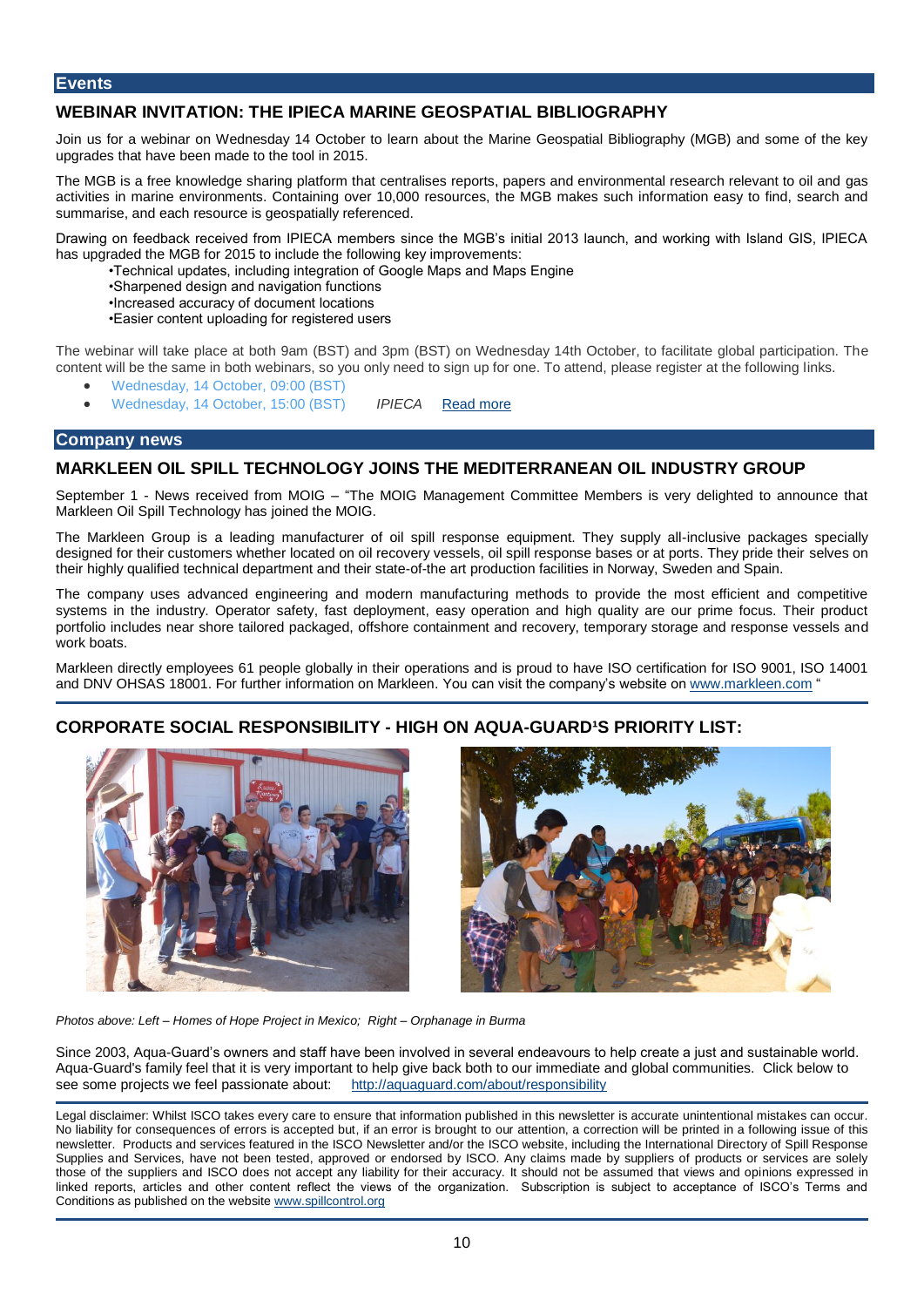## Events

### WEBINAR INVITATION: THE IPIECA MARINE GEOSPATIAL BIBLIOGRAPHY

Join us for a webinar on Wednesday 14 October to learn about the Marine Geospatial Bibliography (MGB) and some of the key upgrades that have been made to the tool in 2015.

The MGB is a free knowledge sharing platform that centralises reports, papers and environmental research relevant to oil and gas activities in marine environments. Containing over 10,000 resources, the MGB makes such information easy to find, search and summarise, and each resource is geospatially referenced.

Drawing on feedback received from IPIECA members since the MGB's initial 2013 launch, and working with Island GIS, IPIECA has upgraded the MGB for 2015 to include the following key improvements:

- •Technical updates, including integration of Google Maps and Maps Engine
- •Sharpened design and navigation functions
- •Increased accuracy of document locations
- •Easier content uploading for registered users

The webinar will take place at both 9am (BST) and 3pm (BST) on Wednesday 14th October, to facilitate global participation. The content will be the same in both webinars, so you only need to sign up for one. To attend, please register at the following links.

- Wednesday, 14 October, 09:00 (BST)
- Wednesday, 14 October, 15:00 (BST) *IPIECA* Read more

## Company news

### MARKLEEN OIL SPILL TECHNOLOGY JOINS THE MEDITERRANEAN OIL INDUSTRY GROUP

September 1 - News received from MOIG – "The MOIG Management Committee Members is very delighted to announce that Markleen Oil Spill Technology has joined the MOIG.

The Markleen Group is a leading manufacturer of oil spill response equipment. They supply all-inclusive packages specially designed for their customers whether located on oil recovery vessels, oil spill response bases or at ports. They pride their selves on their highly qualified technical department and their state-of-the art production facilities in Norway, Sweden and Spain.

The company uses advanced engineering and modern manufacturing methods to provide the most efficient and competitive systems in the industry. Operator safety, fast deployment, easy operation and high quality are our prime focus. Their product portfolio includes near shore tailored packaged, offshore containment and recovery, temporary storage and response vessels and work boats.

Markleen directly employees 61 people globally in their operations and is proud to have ISO certification for ISO 9001, ISO 14001 and DNV OHSAS 18001. For further information on Markleen. You can visit the company's website on www.markleen.com "

### CORPORATE SOCIAL RESPONSIBILITY - HIGH ON AQUA-GUARD'S PRIORITY LIST:

*Photos above: Left – Homes of Hope Project in Mexico; Right – Orphanage in Burma*

Since 2003, Aqua-Guard's owners and staff have been involved in several endeavours to help create a just and sustainable world. Aqua-Guard's family feel that it is very important to help give back both to our immediate and global communities. Click below to see some projects we feel passionate about: http://aquaguard.com/about/responsibility

Legal disclaimer: Whilst ISCO takes every care to ensure that information published in this newsletter is accurate unintentional mistakes can occur. No liability for consequences of errors is accepted but, if an error is brought to our attention, a correction will be printed in a following issue of this newsletter. Products and services featured in the ISCO Newsletter and/or the ISCO website, including the International Directory of Spill Response Supplies and Services, have not been tested, approved or endorsed by ISCO. Any claims made by suppliers of products or services are solely those of the suppliers and ISCO does not accept any liability for their accuracy. It should not be assumed that views and opinions expressed in linked reports, articles and other content reflect the views of the organization. Subscription is subject to acceptance of ISCO's Terms and Conditions as published on the website www.spillcontrol.org